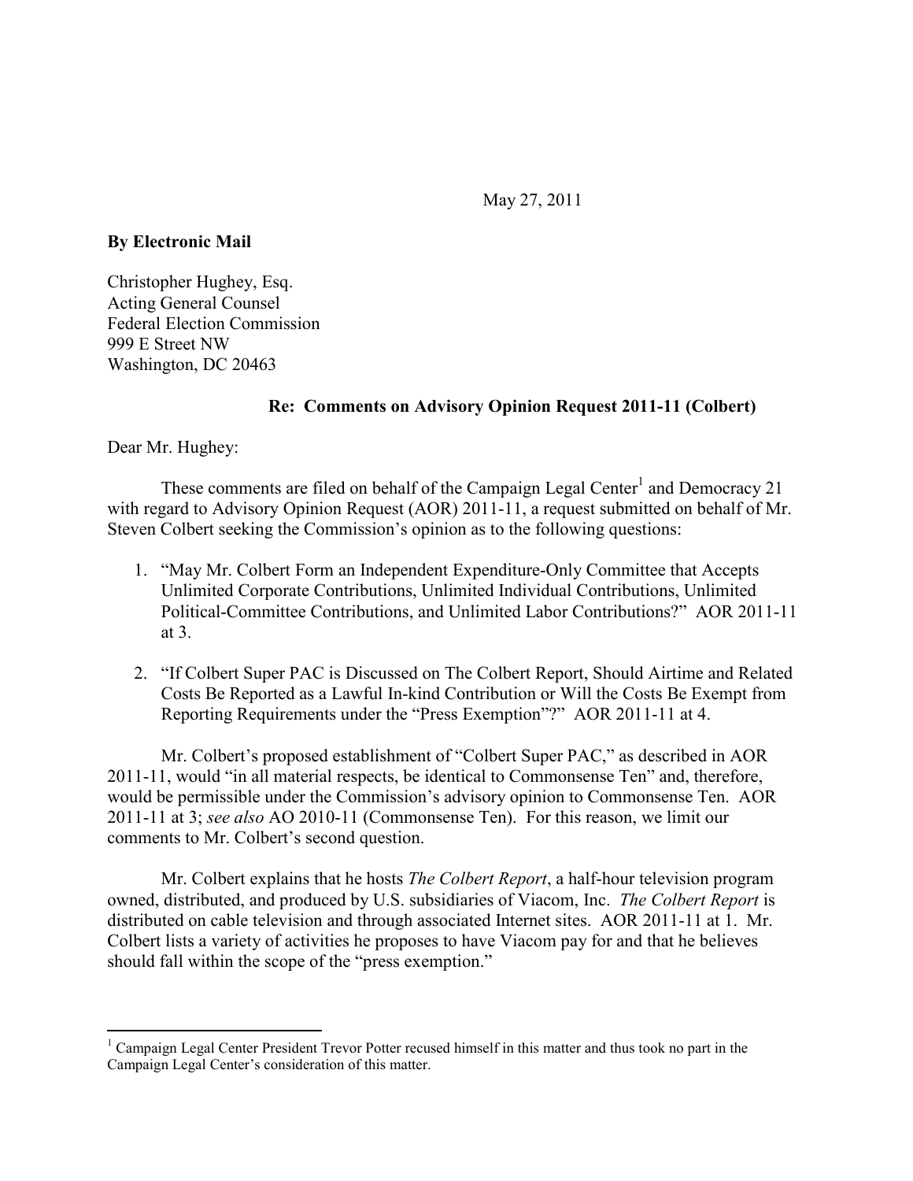May 27, 2011

**By Electronic Mail**

Christopher Hughey, Esq.
Acting General Counsel
Federal Election Commission
999 E Street NW
Washington, DC 20463

**Re: Comments on Advisory Opinion Request 2011-11 (Colbert)**

Dear Mr. Hughey:

These comments are filed on behalf of the Campaign Legal Center[1] and Democracy 21 with regard to Advisory Opinion Request (AOR) 2011-11, a request submitted on behalf of Mr. Steven Colbert seeking the Commission's opinion as to the following questions:

1. "May Mr. Colbert Form an Independent Expenditure-Only Committee that Accepts Unlimited Corporate Contributions, Unlimited Individual Contributions, Unlimited Political-Committee Contributions, and Unlimited Labor Contributions?" AOR 2011-11 at 3.

2. "If Colbert Super PAC is Discussed on The Colbert Report, Should Airtime and Related Costs Be Reported as a Lawful In-kind Contribution or Will the Costs Be Exempt from Reporting Requirements under the "Press Exemption"?" AOR 2011-11 at 4.

Mr. Colbert's proposed establishment of "Colbert Super PAC," as described in AOR 2011-11, would "in all material respects, be identical to Commonsense Ten" and, therefore, would be permissible under the Commission's advisory opinion to Commonsense Ten. AOR 2011-11 at 3; *see also* AO 2010-11 (Commonsense Ten). For this reason, we limit our comments to Mr. Colbert's second question.

Mr. Colbert explains that he hosts *The Colbert Report*, a half-hour television program owned, distributed, and produced by U.S. subsidiaries of Viacom, Inc. *The Colbert Report* is distributed on cable television and through associated Internet sites. AOR 2011-11 at 1. Mr. Colbert lists a variety of activities he proposes to have Viacom pay for and that he believes should fall within the scope of the "press exemption."

[1] Campaign Legal Center President Trevor Potter recused himself in this matter and thus took no part in the Campaign Legal Center's consideration of this matter.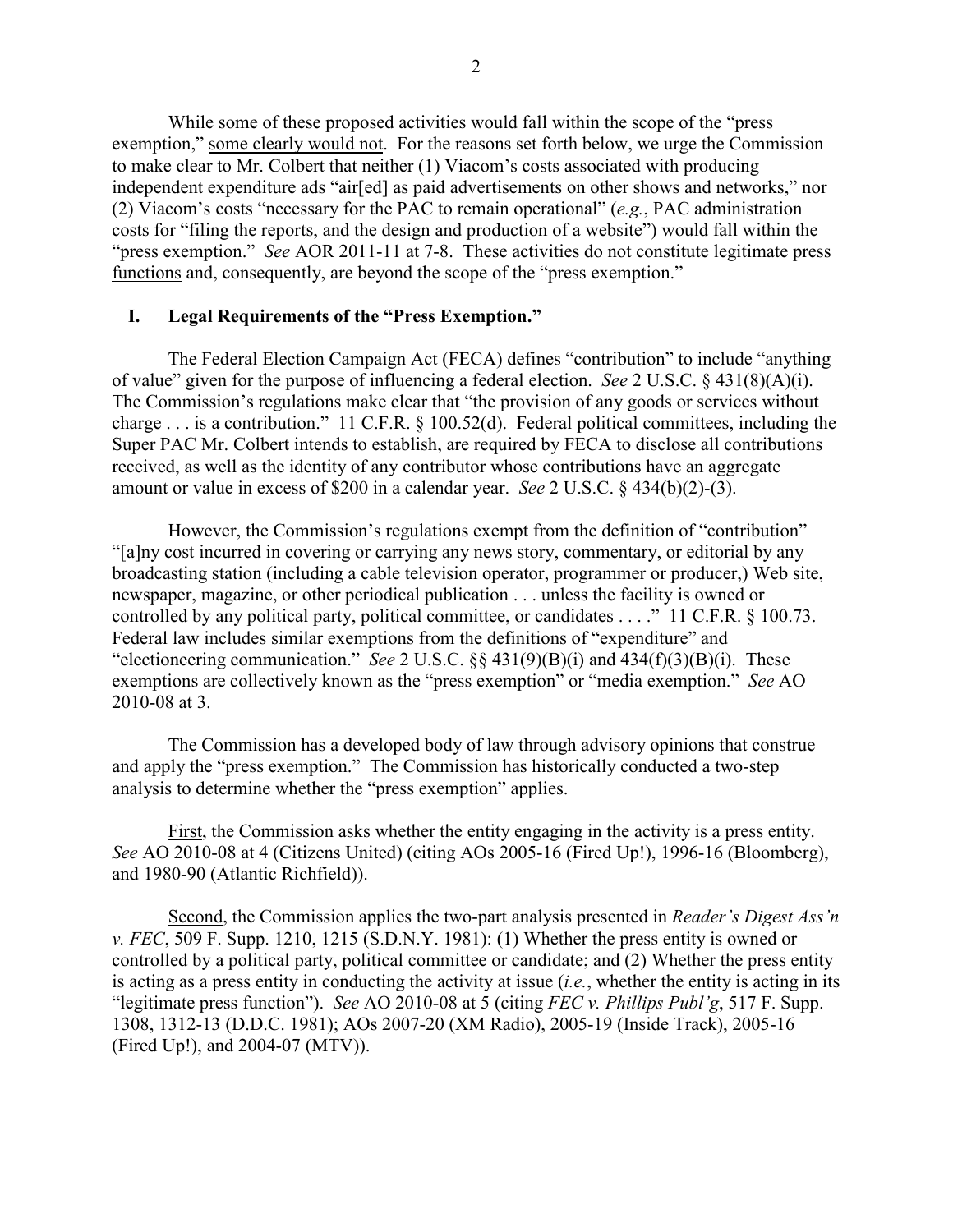While some of these proposed activities would fall within the scope of the "press exemption," some clearly would not. For the reasons set forth below, we urge the Commission to make clear to Mr. Colbert that neither (1) Viacom's costs associated with producing independent expenditure ads "air[ed] as paid advertisements on other shows and networks," nor (2) Viacom's costs "necessary for the PAC to remain operational" (*e.g.*, PAC administration costs for "filing the reports, and the design and production of a website") would fall within the "press exemption." *See* AOR 2011-11 at 7-8. These activities do not constitute legitimate press functions and, consequently, are beyond the scope of the "press exemption."

## I. Legal Requirements of the "Press Exemption."

The Federal Election Campaign Act (FECA) defines "contribution" to include "anything of value" given for the purpose of influencing a federal election. *See* 2 U.S.C. § 431(8)(A)(i). The Commission's regulations make clear that "the provision of any goods or services without charge . . . is a contribution." 11 C.F.R. § 100.52(d). Federal political committees, including the Super PAC Mr. Colbert intends to establish, are required by FECA to disclose all contributions received, as well as the identity of any contributor whose contributions have an aggregate amount or value in excess of $200 in a calendar year. *See* 2 U.S.C. § 434(b)(2)-(3).

However, the Commission's regulations exempt from the definition of "contribution" "[a]ny cost incurred in covering or carrying any news story, commentary, or editorial by any broadcasting station (including a cable television operator, programmer or producer,) Web site, newspaper, magazine, or other periodical publication . . . unless the facility is owned or controlled by any political party, political committee, or candidates . . . ." 11 C.F.R. § 100.73. Federal law includes similar exemptions from the definitions of "expenditure" and "electioneering communication." *See* 2 U.S.C. §§ 431(9)(B)(i) and 434(f)(3)(B)(i). These exemptions are collectively known as the "press exemption" or "media exemption." *See* AO 2010-08 at 3.

The Commission has a developed body of law through advisory opinions that construe and apply the "press exemption." The Commission has historically conducted a two-step analysis to determine whether the "press exemption" applies.

First, the Commission asks whether the entity engaging in the activity is a press entity. *See* AO 2010-08 at 4 (Citizens United) (citing AOs 2005-16 (Fired Up!), 1996-16 (Bloomberg), and 1980-90 (Atlantic Richfield)).

Second, the Commission applies the two-part analysis presented in *Reader's Digest Ass'n v. FEC*, 509 F. Supp. 1210, 1215 (S.D.N.Y. 1981): (1) Whether the press entity is owned or controlled by a political party, political committee or candidate; and (2) Whether the press entity is acting as a press entity in conducting the activity at issue (*i.e.*, whether the entity is acting in its "legitimate press function"). *See* AO 2010-08 at 5 (citing *FEC v. Phillips Publ'g*, 517 F. Supp. 1308, 1312-13 (D.D.C. 1981); AOs 2007-20 (XM Radio), 2005-19 (Inside Track), 2005-16 (Fired Up!), and 2004-07 (MTV)).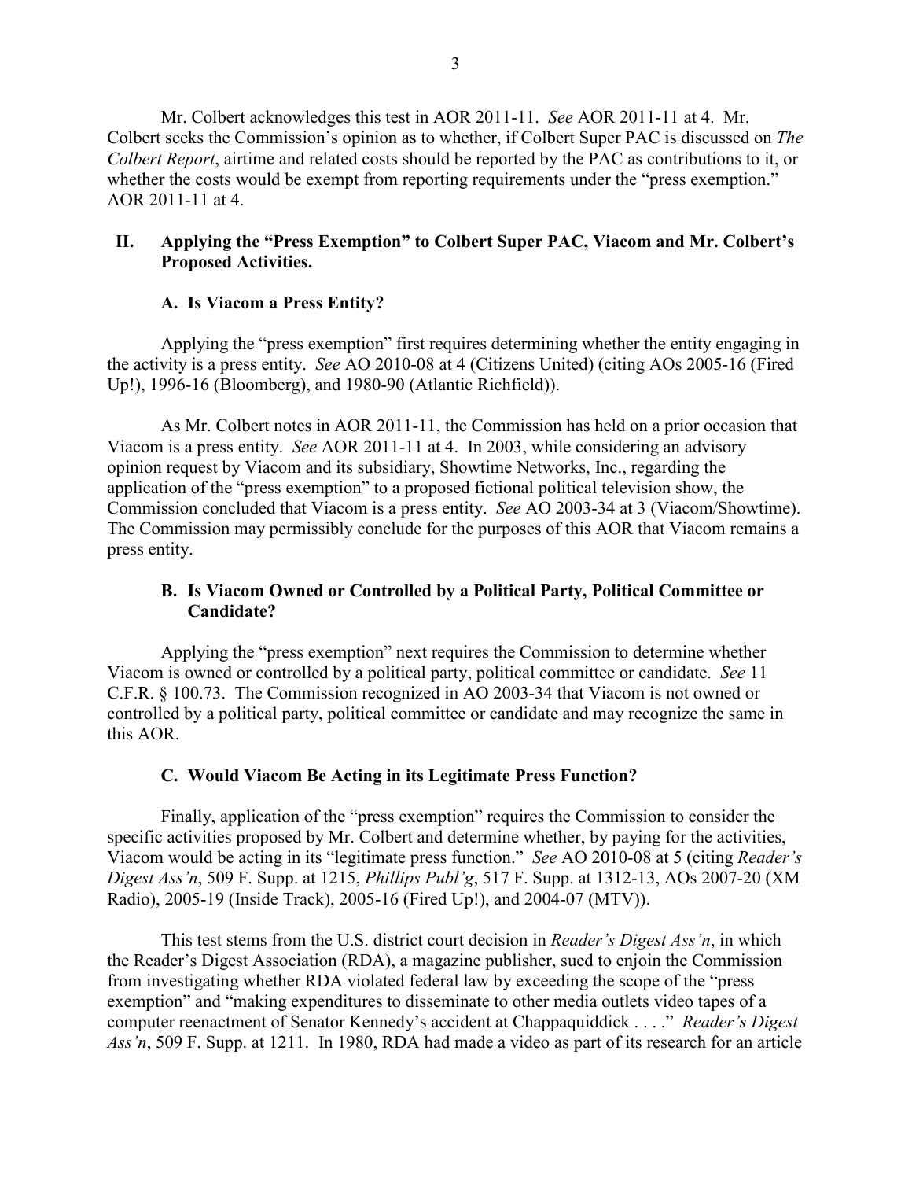Mr. Colbert acknowledges this test in AOR 2011-11. *See* AOR 2011-11 at 4. Mr. Colbert seeks the Commission's opinion as to whether, if Colbert Super PAC is discussed on *The Colbert Report*, airtime and related costs should be reported by the PAC as contributions to it, or whether the costs would be exempt from reporting requirements under the "press exemption." AOR 2011-11 at 4.

## II. Applying the "Press Exemption" to Colbert Super PAC, Viacom and Mr. Colbert's Proposed Activities.

### A. Is Viacom a Press Entity?

Applying the "press exemption" first requires determining whether the entity engaging in the activity is a press entity. *See* AO 2010-08 at 4 (Citizens United) (citing AOs 2005-16 (Fired Up!), 1996-16 (Bloomberg), and 1980-90 (Atlantic Richfield)).

As Mr. Colbert notes in AOR 2011-11, the Commission has held on a prior occasion that Viacom is a press entity. *See* AOR 2011-11 at 4. In 2003, while considering an advisory opinion request by Viacom and its subsidiary, Showtime Networks, Inc., regarding the application of the "press exemption" to a proposed fictional political television show, the Commission concluded that Viacom is a press entity. *See* AO 2003-34 at 3 (Viacom/Showtime). The Commission may permissibly conclude for the purposes of this AOR that Viacom remains a press entity.

### B. Is Viacom Owned or Controlled by a Political Party, Political Committee or Candidate?

Applying the "press exemption" next requires the Commission to determine whether Viacom is owned or controlled by a political party, political committee or candidate. *See* 11 C.F.R. § 100.73. The Commission recognized in AO 2003-34 that Viacom is not owned or controlled by a political party, political committee or candidate and may recognize the same in this AOR.

### C. Would Viacom Be Acting in its Legitimate Press Function?

Finally, application of the "press exemption" requires the Commission to consider the specific activities proposed by Mr. Colbert and determine whether, by paying for the activities, Viacom would be acting in its "legitimate press function." *See* AO 2010-08 at 5 (citing *Reader's Digest Ass'n*, 509 F. Supp. at 1215, *Phillips Publ'g*, 517 F. Supp. at 1312-13, AOs 2007-20 (XM Radio), 2005-19 (Inside Track), 2005-16 (Fired Up!), and 2004-07 (MTV)).

This test stems from the U.S. district court decision in *Reader's Digest Ass'n*, in which the Reader's Digest Association (RDA), a magazine publisher, sued to enjoin the Commission from investigating whether RDA violated federal law by exceeding the scope of the "press exemption" and "making expenditures to disseminate to other media outlets video tapes of a computer reenactment of Senator Kennedy's accident at Chappaquiddick . . . ." *Reader's Digest Ass'n*, 509 F. Supp. at 1211. In 1980, RDA had made a video as part of its research for an article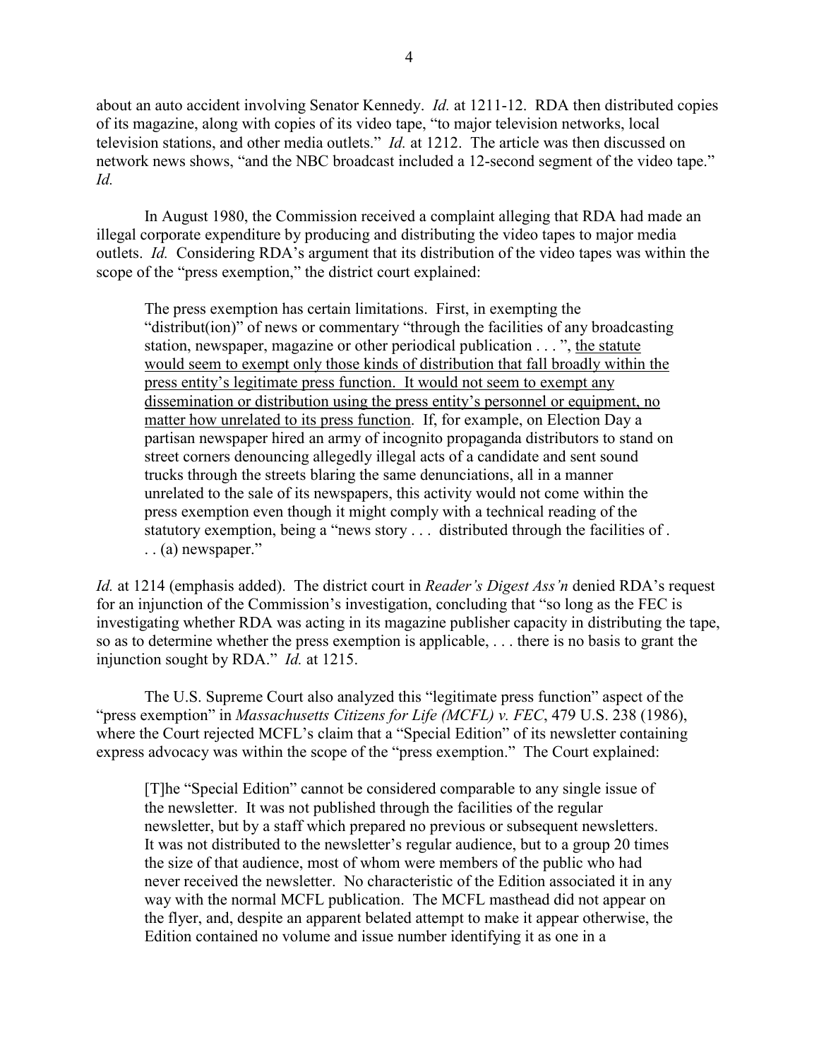about an auto accident involving Senator Kennedy. *Id.* at 1211-12. RDA then distributed copies of its magazine, along with copies of its video tape, "to major television networks, local television stations, and other media outlets." *Id.* at 1212. The article was then discussed on network news shows, "and the NBC broadcast included a 12-second segment of the video tape." *Id.*

In August 1980, the Commission received a complaint alleging that RDA had made an illegal corporate expenditure by producing and distributing the video tapes to major media outlets. *Id.* Considering RDA's argument that its distribution of the video tapes was within the scope of the "press exemption," the district court explained:

> The press exemption has certain limitations. First, in exempting the "distribut(ion)" of news or commentary "through the facilities of any broadcasting station, newspaper, magazine or other periodical publication . . . ", <u>the statute would seem to exempt only those kinds of distribution that fall broadly within the press entity's legitimate press function. It would not seem to exempt any dissemination or distribution using the press entity's personnel or equipment, no matter how unrelated to its press function</u>. If, for example, on Election Day a partisan newspaper hired an army of incognito propaganda distributors to stand on street corners denouncing allegedly illegal acts of a candidate and sent sound trucks through the streets blaring the same denunciations, all in a manner unrelated to the sale of its newspapers, this activity would not come within the press exemption even though it might comply with a technical reading of the statutory exemption, being a "news story . . . distributed through the facilities of . . . (a) newspaper."

*Id.* at 1214 (emphasis added). The district court in *Reader's Digest Ass'n* denied RDA's request for an injunction of the Commission's investigation, concluding that "so long as the FEC is investigating whether RDA was acting in its magazine publisher capacity in distributing the tape, so as to determine whether the press exemption is applicable, . . . there is no basis to grant the injunction sought by RDA." *Id.* at 1215.

The U.S. Supreme Court also analyzed this "legitimate press function" aspect of the "press exemption" in *Massachusetts Citizens for Life (MCFL) v. FEC*, 479 U.S. 238 (1986), where the Court rejected MCFL's claim that a "Special Edition" of its newsletter containing express advocacy was within the scope of the "press exemption." The Court explained:

> [T]he "Special Edition" cannot be considered comparable to any single issue of the newsletter. It was not published through the facilities of the regular newsletter, but by a staff which prepared no previous or subsequent newsletters. It was not distributed to the newsletter's regular audience, but to a group 20 times the size of that audience, most of whom were members of the public who had never received the newsletter. No characteristic of the Edition associated it in any way with the normal MCFL publication. The MCFL masthead did not appear on the flyer, and, despite an apparent belated attempt to make it appear otherwise, the Edition contained no volume and issue number identifying it as one in a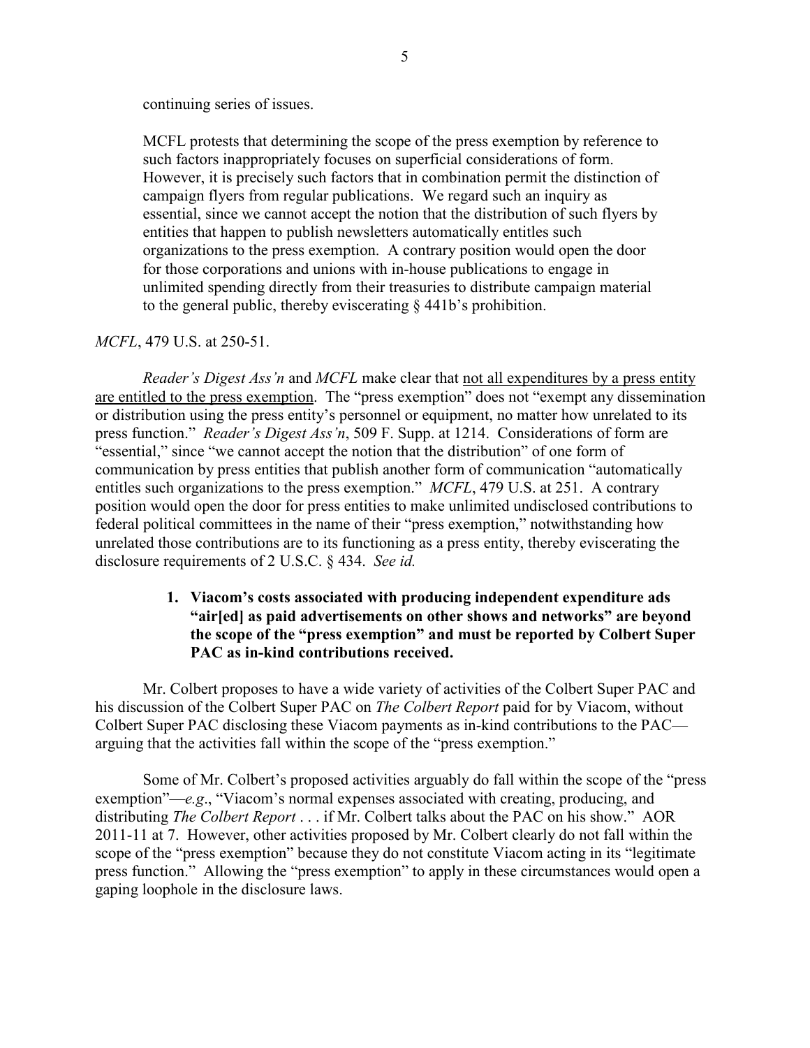continuing series of issues.

> MCFL protests that determining the scope of the press exemption by reference to such factors inappropriately focuses on superficial considerations of form. However, it is precisely such factors that in combination permit the distinction of campaign flyers from regular publications. We regard such an inquiry as essential, since we cannot accept the notion that the distribution of such flyers by entities that happen to publish newsletters automatically entitles such organizations to the press exemption. A contrary position would open the door for those corporations and unions with in-house publications to engage in unlimited spending directly from their treasuries to distribute campaign material to the general public, thereby eviscerating § 441b's prohibition.

*MCFL*, 479 U.S. at 250-51.

*Reader's Digest Ass'n* and *MCFL* make clear that not all expenditures by a press entity are entitled to the press exemption. The "press exemption" does not "exempt any dissemination or distribution using the press entity's personnel or equipment, no matter how unrelated to its press function." *Reader's Digest Ass'n*, 509 F. Supp. at 1214. Considerations of form are "essential," since "we cannot accept the notion that the distribution" of one form of communication by press entities that publish another form of communication "automatically entitles such organizations to the press exemption." *MCFL*, 479 U.S. at 251. A contrary position would open the door for press entities to make unlimited undisclosed contributions to federal political committees in the name of their "press exemption," notwithstanding how unrelated those contributions are to its functioning as a press entity, thereby eviscerating the disclosure requirements of 2 U.S.C. § 434. *See id.*

### 1. Viacom's costs associated with producing independent expenditure ads "air[ed] as paid advertisements on other shows and networks" are beyond the scope of the "press exemption" and must be reported by Colbert Super PAC as in-kind contributions received.

Mr. Colbert proposes to have a wide variety of activities of the Colbert Super PAC and his discussion of the Colbert Super PAC on *The Colbert Report* paid for by Viacom, without Colbert Super PAC disclosing these Viacom payments as in-kind contributions to the PAC—arguing that the activities fall within the scope of the "press exemption."

Some of Mr. Colbert's proposed activities arguably do fall within the scope of the "press exemption"—*e.g*., "Viacom's normal expenses associated with creating, producing, and distributing *The Colbert Report* . . . if Mr. Colbert talks about the PAC on his show." AOR 2011-11 at 7. However, other activities proposed by Mr. Colbert clearly do not fall within the scope of the "press exemption" because they do not constitute Viacom acting in its "legitimate press function." Allowing the "press exemption" to apply in these circumstances would open a gaping loophole in the disclosure laws.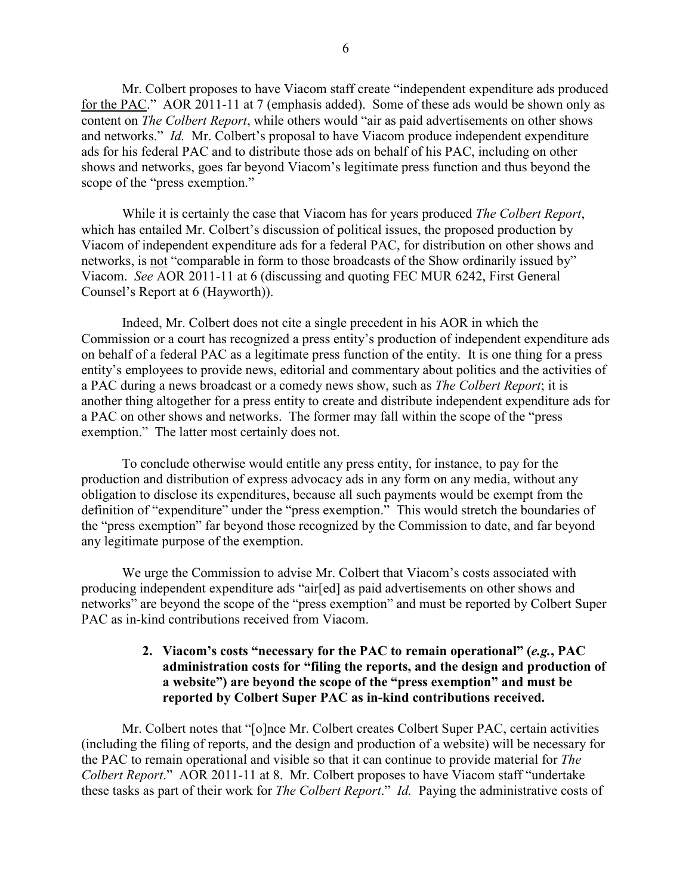Mr. Colbert proposes to have Viacom staff create "independent expenditure ads produced <u>for the PAC</u>." AOR 2011-11 at 7 (emphasis added). Some of these ads would be shown only as content on *The Colbert Report*, while others would "air as paid advertisements on other shows and networks." *Id.* Mr. Colbert's proposal to have Viacom produce independent expenditure ads for his federal PAC and to distribute those ads on behalf of his PAC, including on other shows and networks, goes far beyond Viacom's legitimate press function and thus beyond the scope of the "press exemption."

While it is certainly the case that Viacom has for years produced *The Colbert Report*, which has entailed Mr. Colbert's discussion of political issues, the proposed production by Viacom of independent expenditure ads for a federal PAC, for distribution on other shows and networks, is <u>not</u> "comparable in form to those broadcasts of the Show ordinarily issued by" Viacom. *See* AOR 2011-11 at 6 (discussing and quoting FEC MUR 6242, First General Counsel's Report at 6 (Hayworth)).

Indeed, Mr. Colbert does not cite a single precedent in his AOR in which the Commission or a court has recognized a press entity's production of independent expenditure ads on behalf of a federal PAC as a legitimate press function of the entity. It is one thing for a press entity's employees to provide news, editorial and commentary about politics and the activities of a PAC during a news broadcast or a comedy news show, such as *The Colbert Report*; it is another thing altogether for a press entity to create and distribute independent expenditure ads for a PAC on other shows and networks. The former may fall within the scope of the "press exemption." The latter most certainly does not.

To conclude otherwise would entitle any press entity, for instance, to pay for the production and distribution of express advocacy ads in any form on any media, without any obligation to disclose its expenditures, because all such payments would be exempt from the definition of "expenditure" under the "press exemption." This would stretch the boundaries of the "press exemption" far beyond those recognized by the Commission to date, and far beyond any legitimate purpose of the exemption.

We urge the Commission to advise Mr. Colbert that Viacom's costs associated with producing independent expenditure ads "air[ed] as paid advertisements on other shows and networks" are beyond the scope of the "press exemption" and must be reported by Colbert Super PAC as in-kind contributions received from Viacom.

**2. Viacom's costs "necessary for the PAC to remain operational" (*e.g.*, PAC administration costs for "filing the reports, and the design and production of a website") are beyond the scope of the "press exemption" and must be reported by Colbert Super PAC as in-kind contributions received.**

Mr. Colbert notes that "[o]nce Mr. Colbert creates Colbert Super PAC, certain activities (including the filing of reports, and the design and production of a website) will be necessary for the PAC to remain operational and visible so that it can continue to provide material for *The Colbert Report*." AOR 2011-11 at 8. Mr. Colbert proposes to have Viacom staff "undertake these tasks as part of their work for *The Colbert Report*." *Id.* Paying the administrative costs of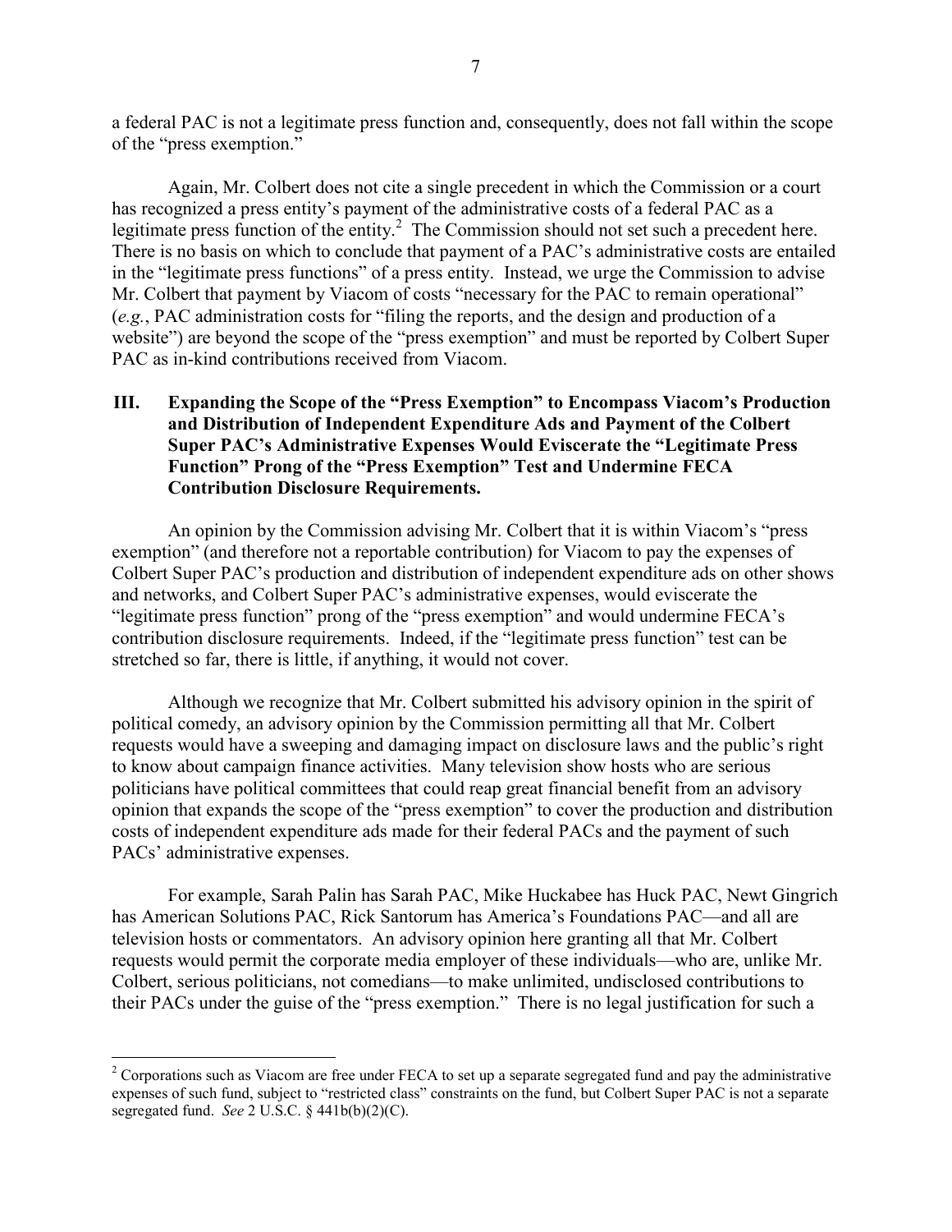a federal PAC is not a legitimate press function and, consequently, does not fall within the scope of the "press exemption."

Again, Mr. Colbert does not cite a single precedent in which the Commission or a court has recognized a press entity's payment of the administrative costs of a federal PAC as a legitimate press function of the entity.[2] The Commission should not set such a precedent here. There is no basis on which to conclude that payment of a PAC's administrative costs are entailed in the "legitimate press functions" of a press entity. Instead, we urge the Commission to advise Mr. Colbert that payment by Viacom of costs "necessary for the PAC to remain operational" (*e.g.*, PAC administration costs for "filing the reports, and the design and production of a website") are beyond the scope of the "press exemption" and must be reported by Colbert Super PAC as in-kind contributions received from Viacom.

## III. Expanding the Scope of the "Press Exemption" to Encompass Viacom's Production and Distribution of Independent Expenditure Ads and Payment of the Colbert Super PAC's Administrative Expenses Would Eviscerate the "Legitimate Press Function" Prong of the "Press Exemption" Test and Undermine FECA Contribution Disclosure Requirements.

An opinion by the Commission advising Mr. Colbert that it is within Viacom's "press exemption" (and therefore not a reportable contribution) for Viacom to pay the expenses of Colbert Super PAC's production and distribution of independent expenditure ads on other shows and networks, and Colbert Super PAC's administrative expenses, would eviscerate the "legitimate press function" prong of the "press exemption" and would undermine FECA's contribution disclosure requirements. Indeed, if the "legitimate press function" test can be stretched so far, there is little, if anything, it would not cover.

Although we recognize that Mr. Colbert submitted his advisory opinion in the spirit of political comedy, an advisory opinion by the Commission permitting all that Mr. Colbert requests would have a sweeping and damaging impact on disclosure laws and the public's right to know about campaign finance activities. Many television show hosts who are serious politicians have political committees that could reap great financial benefit from an advisory opinion that expands the scope of the "press exemption" to cover the production and distribution costs of independent expenditure ads made for their federal PACs and the payment of such PACs' administrative expenses.

For example, Sarah Palin has Sarah PAC, Mike Huckabee has Huck PAC, Newt Gingrich has American Solutions PAC, Rick Santorum has America's Foundations PAC—and all are television hosts or commentators. An advisory opinion here granting all that Mr. Colbert requests would permit the corporate media employer of these individuals—who are, unlike Mr. Colbert, serious politicians, not comedians—to make unlimited, undisclosed contributions to their PACs under the guise of the "press exemption." There is no legal justification for such a

---

[2] Corporations such as Viacom are free under FECA to set up a separate segregated fund and pay the administrative expenses of such fund, subject to "restricted class" constraints on the fund, but Colbert Super PAC is not a separate segregated fund. *See* 2 U.S.C. § 441b(b)(2)(C).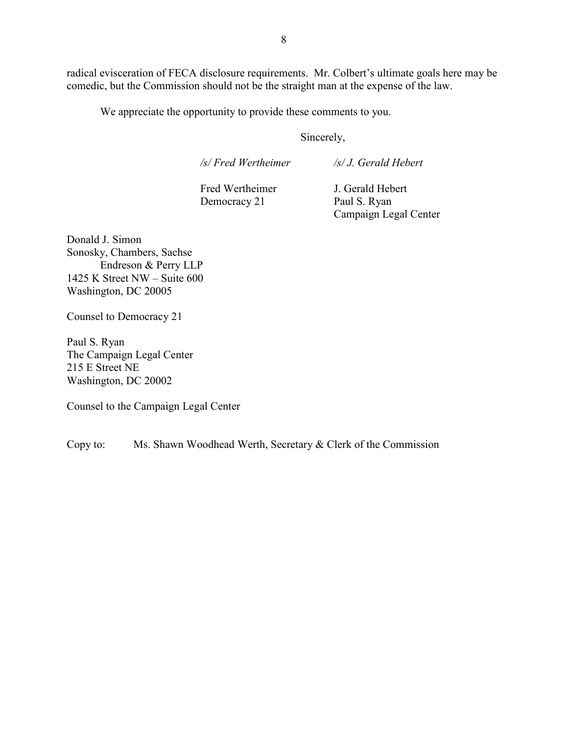radical evisceration of FECA disclosure requirements. Mr. Colbert's ultimate goals here may be comedic, but the Commission should not be the straight man at the expense of the law.

We appreciate the opportunity to provide these comments to you.

Sincerely,

*/s/ Fred Wertheimer* *|* */s/ J. Gerald Hebert*

Fred Wertheimer
Democracy 21

J. Gerald Hebert
Paul S. Ryan
Campaign Legal Center

Donald J. Simon
Sonosky, Chambers, Sachse
Endreson & Perry LLP
1425 K Street NW – Suite 600
Washington, DC 20005

Counsel to Democracy 21

Paul S. Ryan
The Campaign Legal Center
215 E Street NE
Washington, DC 20002

Counsel to the Campaign Legal Center

Copy to: Ms. Shawn Woodhead Werth, Secretary & Clerk of the Commission